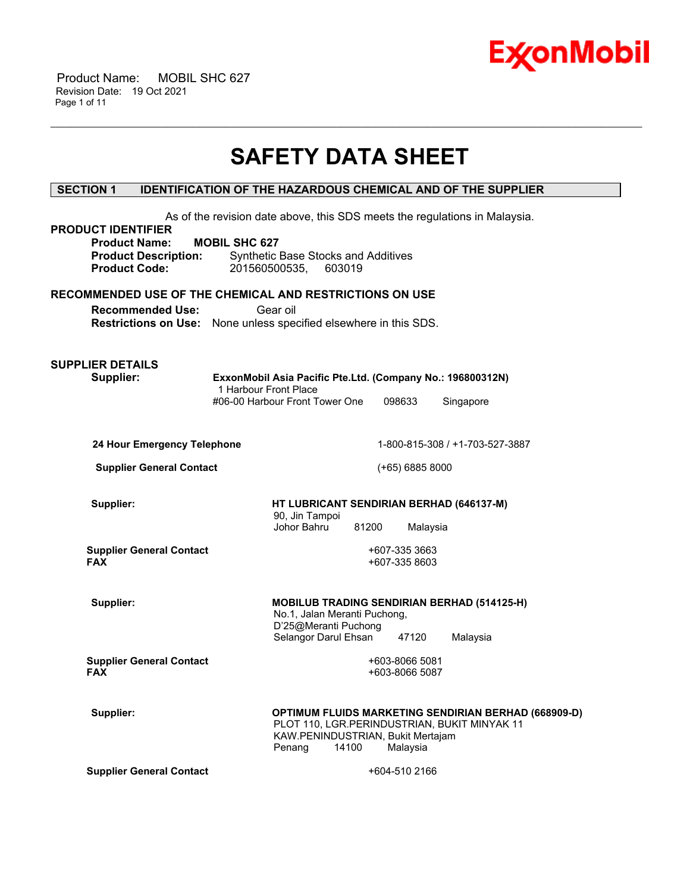# SAFETY DATA SHEET

## SECTION 1 IDENTIFICATION OF THE HAZARDOUS CHEMICAL AND OF THE SUPPLIER

As of the revision date above, this SDS meets the regulations in Malaysia.

### PRODUCT IDENTIFIER

**Product Name:** **MOBIL SHC 627**
**Product Description:** Synthetic Base Stocks and Additives
**Product Code:** 201560500535, 603019

### RECOMMENDED USE OF THE CHEMICAL AND RESTRICTIONS ON USE

**Recommended Use:** Gear oil
**Restrictions on Use:** None unless specified elsewhere in this SDS.

### SUPPLIER DETAILS

**Supplier:** **ExxonMobil Asia Pacific Pte.Ltd. (Company No.: 196800312N)**
1 Harbour Front Place
#06-00 Harbour Front Tower One 098633 Singapore

**24 Hour Emergency Telephone** 1-800-815-308 / +1-703-527-3887

**Supplier General Contact** (+65) 6885 8000

**Supplier:** **HT LUBRICANT SENDIRIAN BERHAD (646137-M)**
90, Jln Tampoi
Johor Bahru 81200 Malaysia

**Supplier General Contact** +607-335 3663
**FAX** +607-335 8603

**Supplier:** **MOBILUB TRADING SENDIRIAN BERHAD (514125-H)**
No.1, Jalan Meranti Puchong,
D'25@Meranti Puchong
Selangor Darul Ehsan 47120 Malaysia

**Supplier General Contact** +603-8066 5081
**FAX** +603-8066 5087

**Supplier:** **OPTIMUM FLUIDS MARKETING SENDIRIAN BERHAD (668909-D)**
PLOT 110, LGR.PERINDUSTRIAN, BUKIT MINYAK 11
KAW.PENINDUSTRIAN, Bukit Mertajam
Penang 14100 Malaysia

**Supplier General Contact** +604-510 2166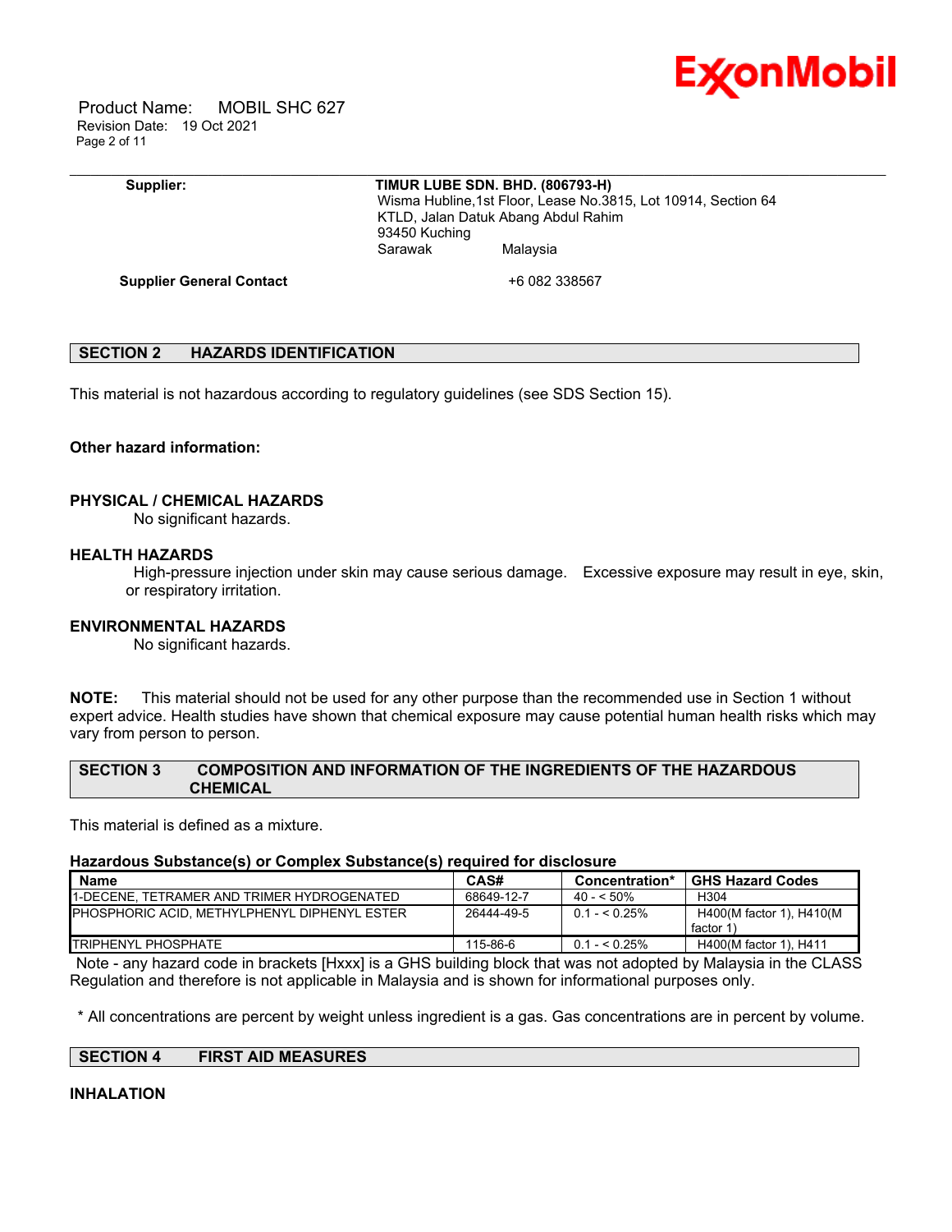**Supplier:** **TIMUR LUBE SDN. BHD. (806793-H)**
Wisma Hubline,1st Floor, Lease No.3815, Lot 10914, Section 64
KTLD, Jalan Datuk Abang Abdul Rahim
93450 Kuching
Sarawak Malaysia

**Supplier General Contact** +6 082 338567

## SECTION 2 HAZARDS IDENTIFICATION

This material is not hazardous according to regulatory guidelines (see SDS Section 15).

**Other hazard information:**

**PHYSICAL / CHEMICAL HAZARDS**

No significant hazards.

**HEALTH HAZARDS**

High-pressure injection under skin may cause serious damage. Excessive exposure may result in eye, skin, or respiratory irritation.

**ENVIRONMENTAL HAZARDS**

No significant hazards.

**NOTE:** This material should not be used for any other purpose than the recommended use in Section 1 without expert advice. Health studies have shown that chemical exposure may cause potential human health risks which may vary from person to person.

## SECTION 3 COMPOSITION AND INFORMATION OF THE INGREDIENTS OF THE HAZARDOUS CHEMICAL

This material is defined as a mixture.

**Hazardous Substance(s) or Complex Substance(s) required for disclosure**

| Name | CAS# | Concentration* | GHS Hazard Codes |
|---|---|---|---|
| 1-DECENE, TETRAMER AND TRIMER HYDROGENATED | 68649-12-7 | 40 - < 50% | H304 |
| PHOSPHORIC ACID, METHYLPHENYL DIPHENYL ESTER | 26444-49-5 | 0.1 - < 0.25% | H400(M factor 1), H410(M factor 1) |
| TRIPHENYL PHOSPHATE | 115-86-6 | 0.1 - < 0.25% | H400(M factor 1), H411 |

Note - any hazard code in brackets [Hxxx] is a GHS building block that was not adopted by Malaysia in the CLASS Regulation and therefore is not applicable in Malaysia and is shown for informational purposes only.

* All concentrations are percent by weight unless ingredient is a gas. Gas concentrations are in percent by volume.

## SECTION 4 FIRST AID MEASURES

**INHALATION**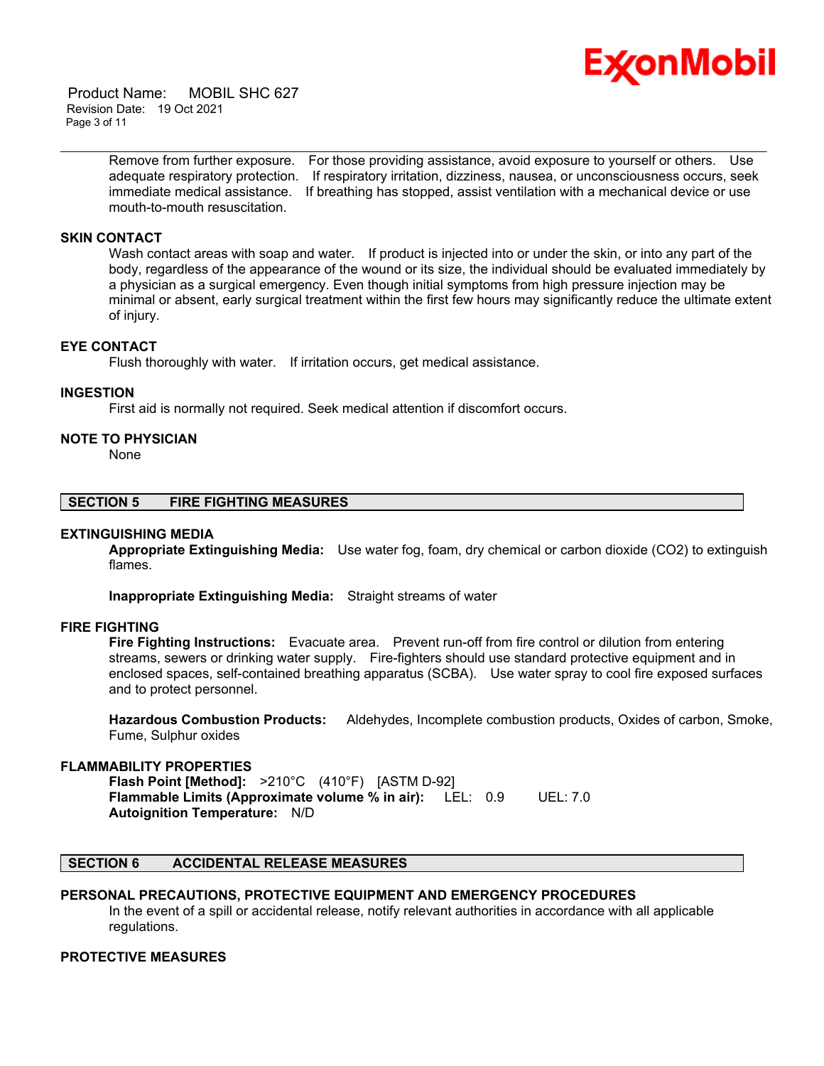Remove from further exposure. For those providing assistance, avoid exposure to yourself or others. Use adequate respiratory protection. If respiratory irritation, dizziness, nausea, or unconsciousness occurs, seek immediate medical assistance. If breathing has stopped, assist ventilation with a mechanical device or use mouth-to-mouth resuscitation.

### SKIN CONTACT

Wash contact areas with soap and water. If product is injected into or under the skin, or into any part of the body, regardless of the appearance of the wound or its size, the individual should be evaluated immediately by a physician as a surgical emergency. Even though initial symptoms from high pressure injection may be minimal or absent, early surgical treatment within the first few hours may significantly reduce the ultimate extent of injury.

### EYE CONTACT

Flush thoroughly with water. If irritation occurs, get medical assistance.

### INGESTION

First aid is normally not required. Seek medical attention if discomfort occurs.

### NOTE TO PHYSICIAN

None

## SECTION 5 FIRE FIGHTING MEASURES

### EXTINGUISHING MEDIA

**Appropriate Extinguishing Media:** Use water fog, foam, dry chemical or carbon dioxide ($CO_2$) to extinguish flames.

**Inappropriate Extinguishing Media:** Straight streams of water

### FIRE FIGHTING

**Fire Fighting Instructions:** Evacuate area. Prevent run-off from fire control or dilution from entering streams, sewers or drinking water supply. Fire-fighters should use standard protective equipment and in enclosed spaces, self-contained breathing apparatus (SCBA). Use water spray to cool fire exposed surfaces and to protect personnel.

**Hazardous Combustion Products:** Aldehydes, Incomplete combustion products, Oxides of carbon, Smoke, Fume, Sulphur oxides

### FLAMMABILITY PROPERTIES

**Flash Point [Method]:** >210°C (410°F) [ASTM D-92]
**Flammable Limits (Approximate volume % in air):** LEL: 0.9 UEL: 7.0
**Autoignition Temperature:** N/D

## SECTION 6 ACCIDENTAL RELEASE MEASURES

### PERSONAL PRECAUTIONS, PROTECTIVE EQUIPMENT AND EMERGENCY PROCEDURES

In the event of a spill or accidental release, notify relevant authorities in accordance with all applicable regulations.

### PROTECTIVE MEASURES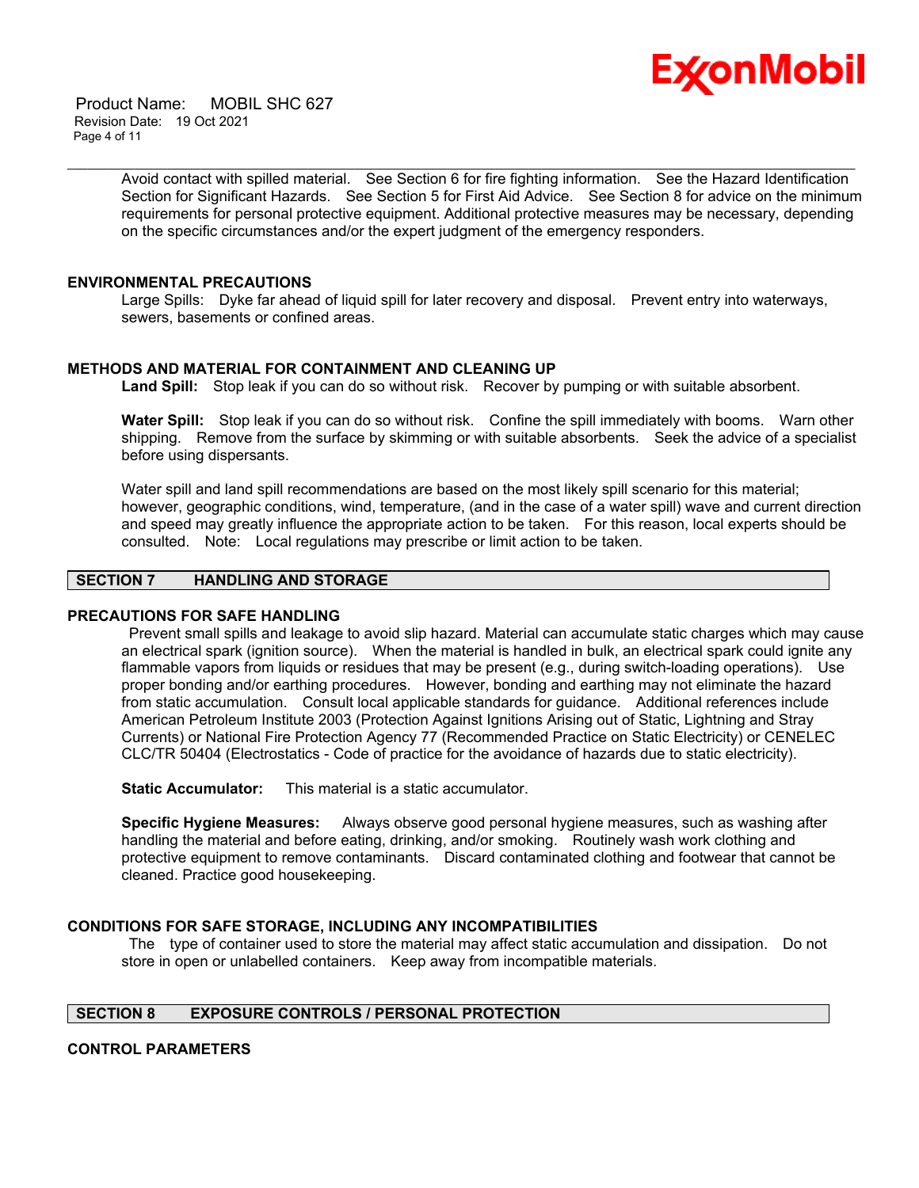Avoid contact with spilled material. See Section 6 for fire fighting information. See the Hazard Identification Section for Significant Hazards. See Section 5 for First Aid Advice. See Section 8 for advice on the minimum requirements for personal protective equipment. Additional protective measures may be necessary, depending on the specific circumstances and/or the expert judgment of the emergency responders.

### ENVIRONMENTAL PRECAUTIONS

Large Spills: Dyke far ahead of liquid spill for later recovery and disposal. Prevent entry into waterways, sewers, basements or confined areas.

### METHODS AND MATERIAL FOR CONTAINMENT AND CLEANING UP

**Land Spill:** Stop leak if you can do so without risk. Recover by pumping or with suitable absorbent.

**Water Spill:** Stop leak if you can do so without risk. Confine the spill immediately with booms. Warn other shipping. Remove from the surface by skimming or with suitable absorbents. Seek the advice of a specialist before using dispersants.

Water spill and land spill recommendations are based on the most likely spill scenario for this material; however, geographic conditions, wind, temperature, (and in the case of a water spill) wave and current direction and speed may greatly influence the appropriate action to be taken. For this reason, local experts should be consulted. Note: Local regulations may prescribe or limit action to be taken.

## SECTION 7 HANDLING AND STORAGE

### PRECAUTIONS FOR SAFE HANDLING

Prevent small spills and leakage to avoid slip hazard. Material can accumulate static charges which may cause an electrical spark (ignition source). When the material is handled in bulk, an electrical spark could ignite any flammable vapors from liquids or residues that may be present (e.g., during switch-loading operations). Use proper bonding and/or earthing procedures. However, bonding and earthing may not eliminate the hazard from static accumulation. Consult local applicable standards for guidance. Additional references include American Petroleum Institute 2003 (Protection Against Ignitions Arising out of Static, Lightning and Stray Currents) or National Fire Protection Agency 77 (Recommended Practice on Static Electricity) or CENELEC CLC/TR 50404 (Electrostatics - Code of practice for the avoidance of hazards due to static electricity).

**Static Accumulator:** This material is a static accumulator.

**Specific Hygiene Measures:** Always observe good personal hygiene measures, such as washing after handling the material and before eating, drinking, and/or smoking. Routinely wash work clothing and protective equipment to remove contaminants. Discard contaminated clothing and footwear that cannot be cleaned. Practice good housekeeping.

### CONDITIONS FOR SAFE STORAGE, INCLUDING ANY INCOMPATIBILITIES

The type of container used to store the material may affect static accumulation and dissipation. Do not store in open or unlabelled containers. Keep away from incompatible materials.

## SECTION 8 EXPOSURE CONTROLS / PERSONAL PROTECTION

### CONTROL PARAMETERS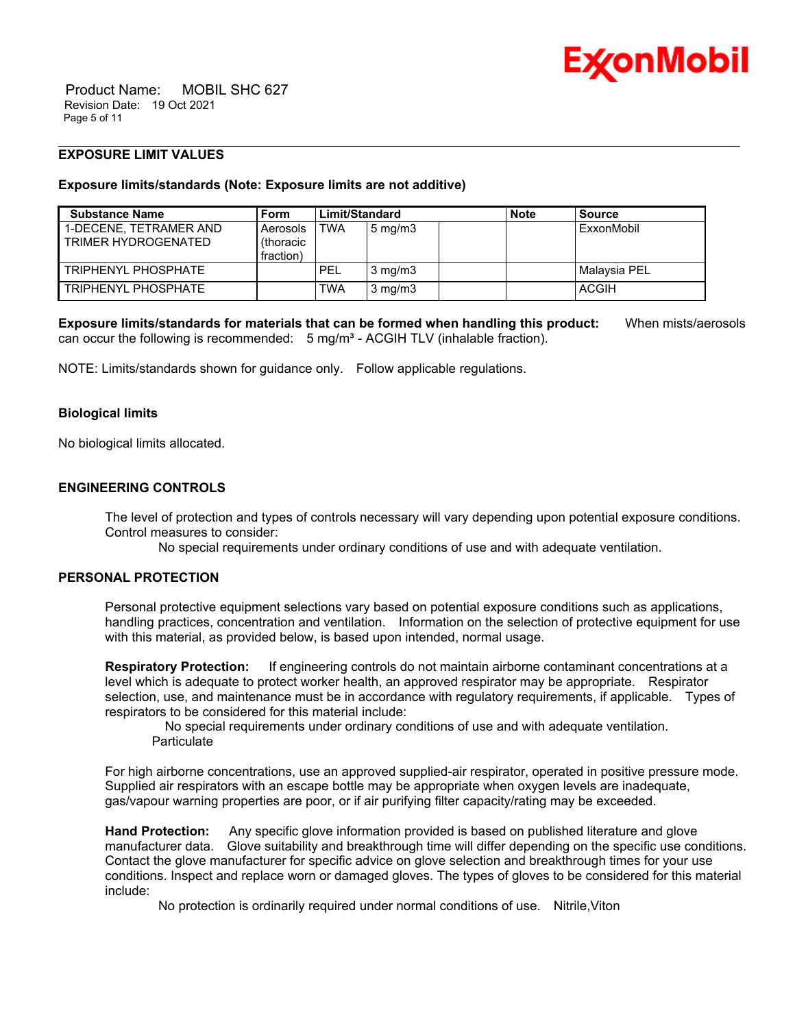## EXPOSURE LIMIT VALUES

**Exposure limits/standards (Note: Exposure limits are not additive)**

| Substance Name | Form | Limit/Standard | | | Note | Source |
|---|---|---|---|---|---|---|
| 1-DECENE, TETRAMER AND TRIMER HYDROGENATED | Aerosols (thoracic fraction) | TWA | 5 mg/m3 | | | ExxonMobil |
| TRIPHENYL PHOSPHATE | | PEL | 3 mg/m3 | | | Malaysia PEL |
| TRIPHENYL PHOSPHATE | | TWA | 3 mg/m3 | | | ACGIH |

**Exposure limits/standards for materials that can be formed when handling this product:** When mists/aerosols can occur the following is recommended: 5 mg/m³ - ACGIH TLV (inhalable fraction).

NOTE: Limits/standards shown for guidance only. Follow applicable regulations.

### Biological limits

No biological limits allocated.

## ENGINEERING CONTROLS

The level of protection and types of controls necessary will vary depending upon potential exposure conditions. Control measures to consider:

No special requirements under ordinary conditions of use and with adequate ventilation.

## PERSONAL PROTECTION

Personal protective equipment selections vary based on potential exposure conditions such as applications, handling practices, concentration and ventilation. Information on the selection of protective equipment for use with this material, as provided below, is based upon intended, normal usage.

**Respiratory Protection:** If engineering controls do not maintain airborne contaminant concentrations at a level which is adequate to protect worker health, an approved respirator may be appropriate. Respirator selection, use, and maintenance must be in accordance with regulatory requirements, if applicable. Types of respirators to be considered for this material include:

No special requirements under ordinary conditions of use and with adequate ventilation.
Particulate

For high airborne concentrations, use an approved supplied-air respirator, operated in positive pressure mode. Supplied air respirators with an escape bottle may be appropriate when oxygen levels are inadequate, gas/vapour warning properties are poor, or if air purifying filter capacity/rating may be exceeded.

**Hand Protection:** Any specific glove information provided is based on published literature and glove manufacturer data. Glove suitability and breakthrough time will differ depending on the specific use conditions. Contact the glove manufacturer for specific advice on glove selection and breakthrough times for your use conditions. Inspect and replace worn or damaged gloves. The types of gloves to be considered for this material include:

No protection is ordinarily required under normal conditions of use. Nitrile,Viton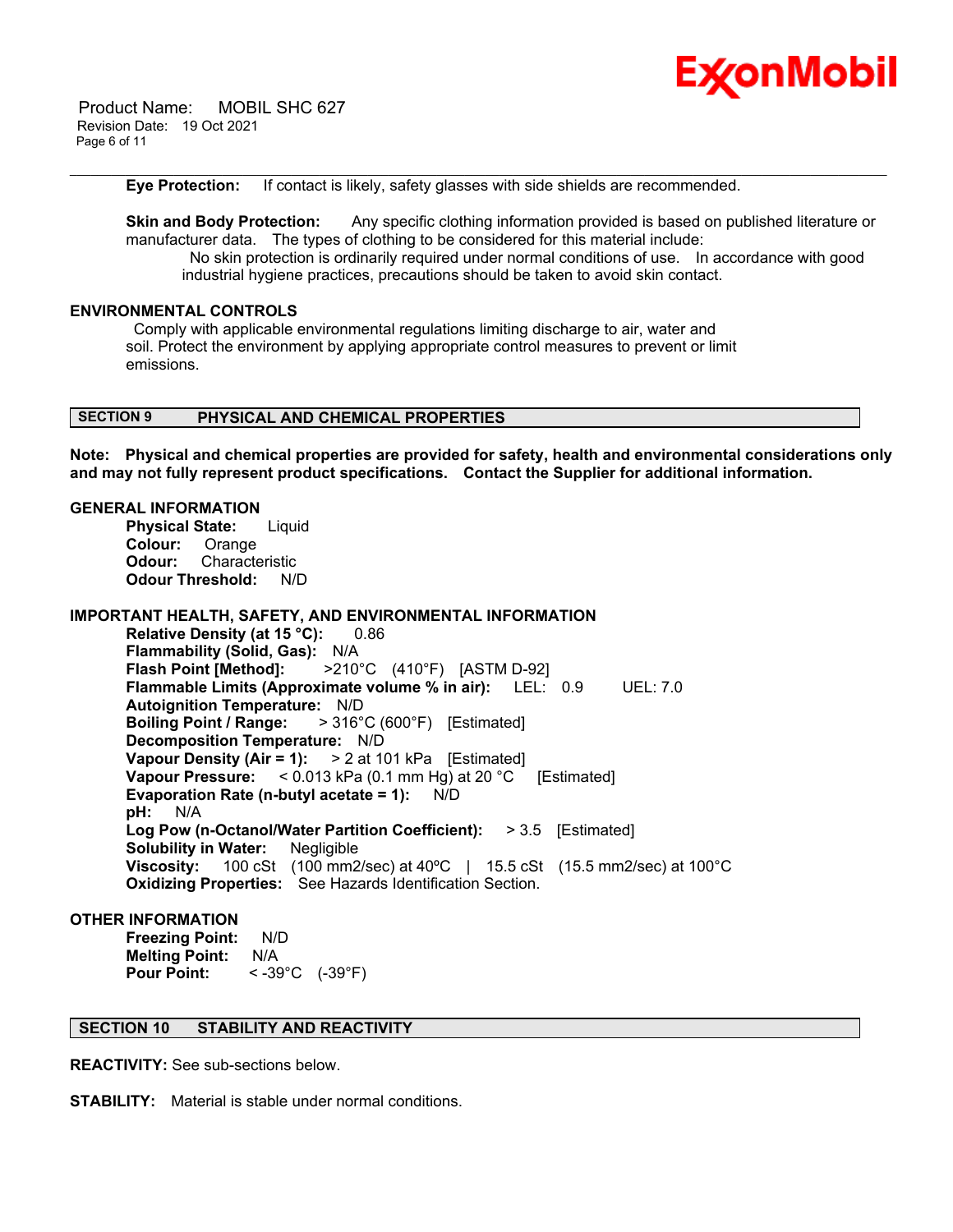**Eye Protection:** If contact is likely, safety glasses with side shields are recommended.

**Skin and Body Protection:** Any specific clothing information provided is based on published literature or manufacturer data. The types of clothing to be considered for this material include:
No skin protection is ordinarily required under normal conditions of use. In accordance with good industrial hygiene practices, precautions should be taken to avoid skin contact.

**ENVIRONMENTAL CONTROLS**

Comply with applicable environmental regulations limiting discharge to air, water and soil. Protect the environment by applying appropriate control measures to prevent or limit emissions.

## SECTION 9 PHYSICAL AND CHEMICAL PROPERTIES

**Note: Physical and chemical properties are provided for safety, health and environmental considerations only and may not fully represent product specifications. Contact the Supplier for additional information.**

**GENERAL INFORMATION**

**Physical State:** Liquid
**Colour:** Orange
**Odour:** Characteristic
**Odour Threshold:** N/D

**IMPORTANT HEALTH, SAFETY, AND ENVIRONMENTAL INFORMATION**

**Relative Density (at 15 °C):** 0.86
**Flammability (Solid, Gas):** N/A
**Flash Point [Method]:** >210°C (410°F) [ASTM D-92]
**Flammable Limits (Approximate volume % in air):** LEL: 0.9 UEL: 7.0
**Autoignition Temperature:** N/D
**Boiling Point / Range:** > 316°C (600°F) [Estimated]
**Decomposition Temperature:** N/D
**Vapour Density (Air = 1):** > 2 at 101 kPa [Estimated]
**Vapour Pressure:** < 0.013 kPa (0.1 mm Hg) at 20 °C [Estimated]
**Evaporation Rate (n-butyl acetate = 1):** N/D
**pH:** N/A
**Log Pow (n-Octanol/Water Partition Coefficient):** > 3.5 [Estimated]
**Solubility in Water:** Negligible
**Viscosity:** 100 cSt (100 mm2/sec) at 40ºC | 15.5 cSt (15.5 mm2/sec) at 100°C
**Oxidizing Properties:** See Hazards Identification Section.

**OTHER INFORMATION**

**Freezing Point:** N/D
**Melting Point:** N/A
**Pour Point:** < -39°C (-39°F)

## SECTION 10 STABILITY AND REACTIVITY

**REACTIVITY:** See sub-sections below.

**STABILITY:** Material is stable under normal conditions.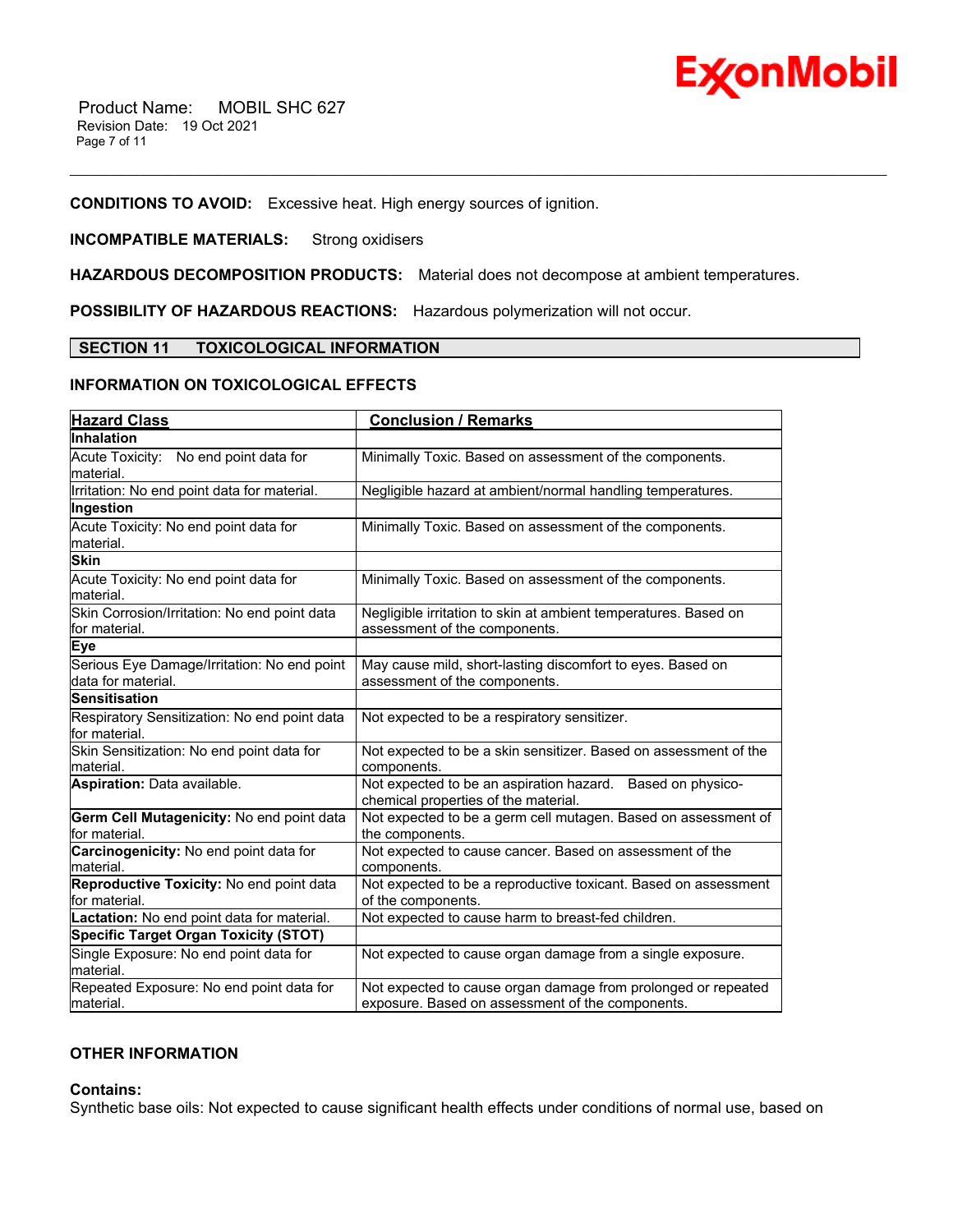**CONDITIONS TO AVOID:** Excessive heat. High energy sources of ignition.

**INCOMPATIBLE MATERIALS:** Strong oxidisers

**HAZARDOUS DECOMPOSITION PRODUCTS:** Material does not decompose at ambient temperatures.

**POSSIBILITY OF HAZARDOUS REACTIONS:** Hazardous polymerization will not occur.

## SECTION 11 TOXICOLOGICAL INFORMATION

### INFORMATION ON TOXICOLOGICAL EFFECTS

| Hazard Class | Conclusion / Remarks |
|---|---|
| **Inhalation** | |
| Acute Toxicity: No end point data for material. | Minimally Toxic. Based on assessment of the components. |
| Irritation: No end point data for material. | Negligible hazard at ambient/normal handling temperatures. |
| **Ingestion** | |
| Acute Toxicity: No end point data for material. | Minimally Toxic. Based on assessment of the components. |
| **Skin** | |
| Acute Toxicity: No end point data for material. | Minimally Toxic. Based on assessment of the components. |
| Skin Corrosion/Irritation: No end point data for material. | Negligible irritation to skin at ambient temperatures. Based on assessment of the components. |
| **Eye** | |
| Serious Eye Damage/Irritation: No end point data for material. | May cause mild, short-lasting discomfort to eyes. Based on assessment of the components. |
| **Sensitisation** | |
| Respiratory Sensitization: No end point data for material. | Not expected to be a respiratory sensitizer. |
| Skin Sensitization: No end point data for material. | Not expected to be a skin sensitizer. Based on assessment of the components. |
| **Aspiration:** Data available. | Not expected to be an aspiration hazard. Based on physico-chemical properties of the material. |
| **Germ Cell Mutagenicity:** No end point data for material. | Not expected to be a germ cell mutagen. Based on assessment of the components. |
| **Carcinogenicity:** No end point data for material. | Not expected to cause cancer. Based on assessment of the components. |
| **Reproductive Toxicity:** No end point data for material. | Not expected to be a reproductive toxicant. Based on assessment of the components. |
| **Lactation:** No end point data for material. | Not expected to cause harm to breast-fed children. |
| **Specific Target Organ Toxicity (STOT)** | |
| Single Exposure: No end point data for material. | Not expected to cause organ damage from a single exposure. |
| Repeated Exposure: No end point data for material. | Not expected to cause organ damage from prolonged or repeated exposure. Based on assessment of the components. |

### OTHER INFORMATION

**Contains:**

Synthetic base oils: Not expected to cause significant health effects under conditions of normal use, based on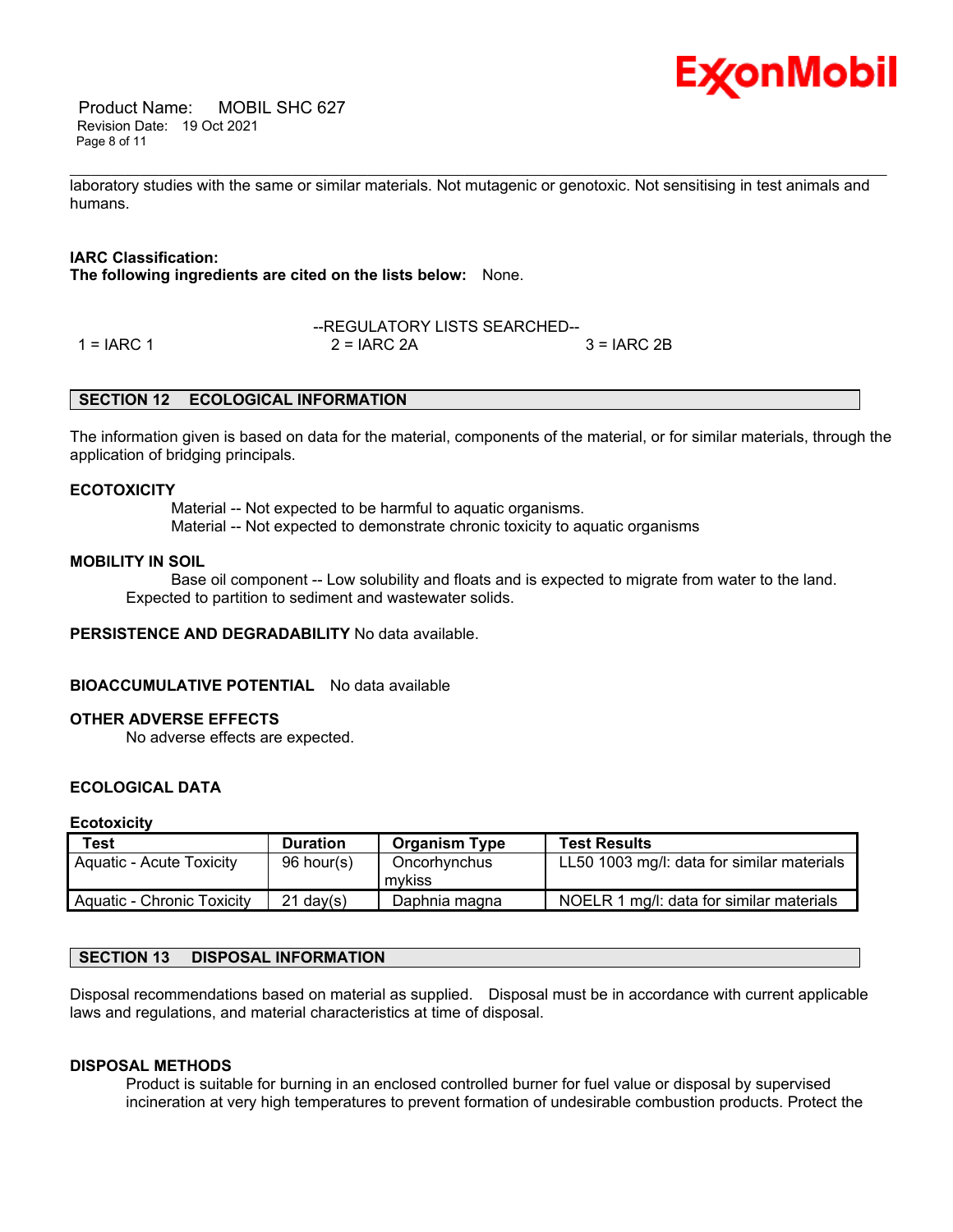laboratory studies with the same or similar materials. Not mutagenic or genotoxic. Not sensitising in test animals and humans.

**IARC Classification:**
**The following ingredients are cited on the lists below:** None.

--REGULATORY LISTS SEARCHED--

1 = IARC 1    2 = IARC 2A    3 = IARC 2B

## SECTION 12 ECOLOGICAL INFORMATION

The information given is based on data for the material, components of the material, or for similar materials, through the application of bridging principals.

**ECOTOXICITY**

Material -- Not expected to be harmful to aquatic organisms.
Material -- Not expected to demonstrate chronic toxicity to aquatic organisms

**MOBILITY IN SOIL**

Base oil component -- Low solubility and floats and is expected to migrate from water to the land. Expected to partition to sediment and wastewater solids.

**PERSISTENCE AND DEGRADABILITY** No data available.

**BIOACCUMULATIVE POTENTIAL** No data available

**OTHER ADVERSE EFFECTS**

No adverse effects are expected.

**ECOLOGICAL DATA**

**Ecotoxicity**

| Test | Duration | Organism Type | Test Results |
|---|---|---|---|
| Aquatic - Acute Toxicity | 96 hour(s) | Oncorhynchus mykiss | LL50 1003 mg/l: data for similar materials |
| Aquatic - Chronic Toxicity | 21 day(s) | Daphnia magna | NOELR 1 mg/l: data for similar materials |

## SECTION 13 DISPOSAL INFORMATION

Disposal recommendations based on material as supplied. Disposal must be in accordance with current applicable laws and regulations, and material characteristics at time of disposal.

**DISPOSAL METHODS**

Product is suitable for burning in an enclosed controlled burner for fuel value or disposal by supervised incineration at very high temperatures to prevent formation of undesirable combustion products. Protect the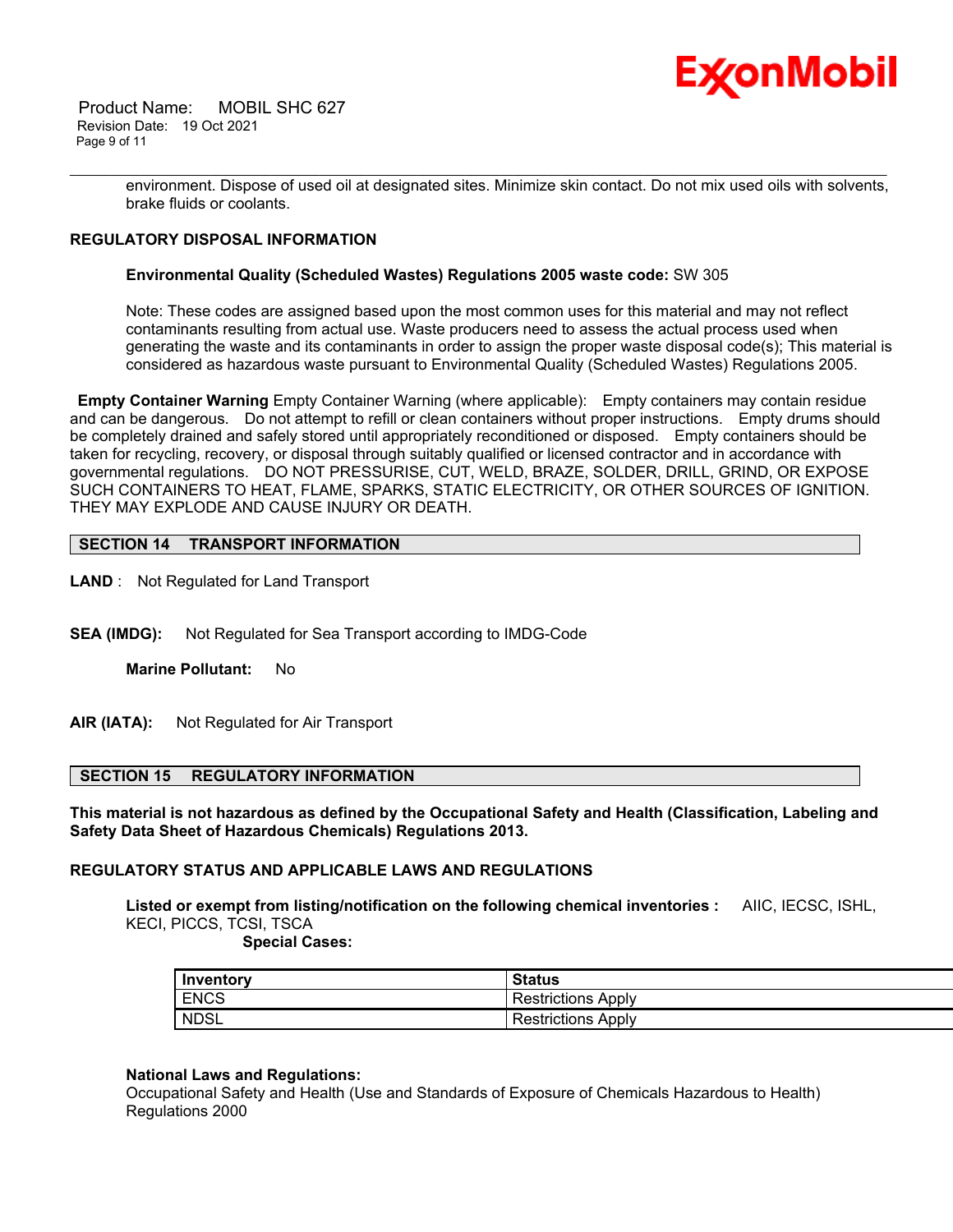environment. Dispose of used oil at designated sites. Minimize skin contact. Do not mix used oils with solvents, brake fluids or coolants.

**REGULATORY DISPOSAL INFORMATION**

**Environmental Quality (Scheduled Wastes) Regulations 2005 waste code:** SW 305

Note: These codes are assigned based upon the most common uses for this material and may not reflect contaminants resulting from actual use. Waste producers need to assess the actual process used when generating the waste and its contaminants in order to assign the proper waste disposal code(s); This material is considered as hazardous waste pursuant to Environmental Quality (Scheduled Wastes) Regulations 2005.

**Empty Container Warning** Empty Container Warning (where applicable): Empty containers may contain residue and can be dangerous. Do not attempt to refill or clean containers without proper instructions. Empty drums should be completely drained and safely stored until appropriately reconditioned or disposed. Empty containers should be taken for recycling, recovery, or disposal through suitably qualified or licensed contractor and in accordance with governmental regulations. DO NOT PRESSURISE, CUT, WELD, BRAZE, SOLDER, DRILL, GRIND, OR EXPOSE SUCH CONTAINERS TO HEAT, FLAME, SPARKS, STATIC ELECTRICITY, OR OTHER SOURCES OF IGNITION. THEY MAY EXPLODE AND CAUSE INJURY OR DEATH.

## SECTION 14 TRANSPORT INFORMATION

**LAND** : Not Regulated for Land Transport

**SEA (IMDG):** Not Regulated for Sea Transport according to IMDG-Code

**Marine Pollutant:** No

**AIR (IATA):** Not Regulated for Air Transport

## SECTION 15 REGULATORY INFORMATION

**This material is not hazardous as defined by the Occupational Safety and Health (Classification, Labeling and Safety Data Sheet of Hazardous Chemicals) Regulations 2013.**

**REGULATORY STATUS AND APPLICABLE LAWS AND REGULATIONS**

**Listed or exempt from listing/notification on the following chemical inventories :** AIIC, IECSC, ISHL, KECI, PICCS, TCSI, TSCA

**Special Cases:**

| Inventory | Status |
|---|---|
| ENCS | Restrictions Apply |
| NDSL | Restrictions Apply |

**National Laws and Regulations:**
Occupational Safety and Health (Use and Standards of Exposure of Chemicals Hazardous to Health) Regulations 2000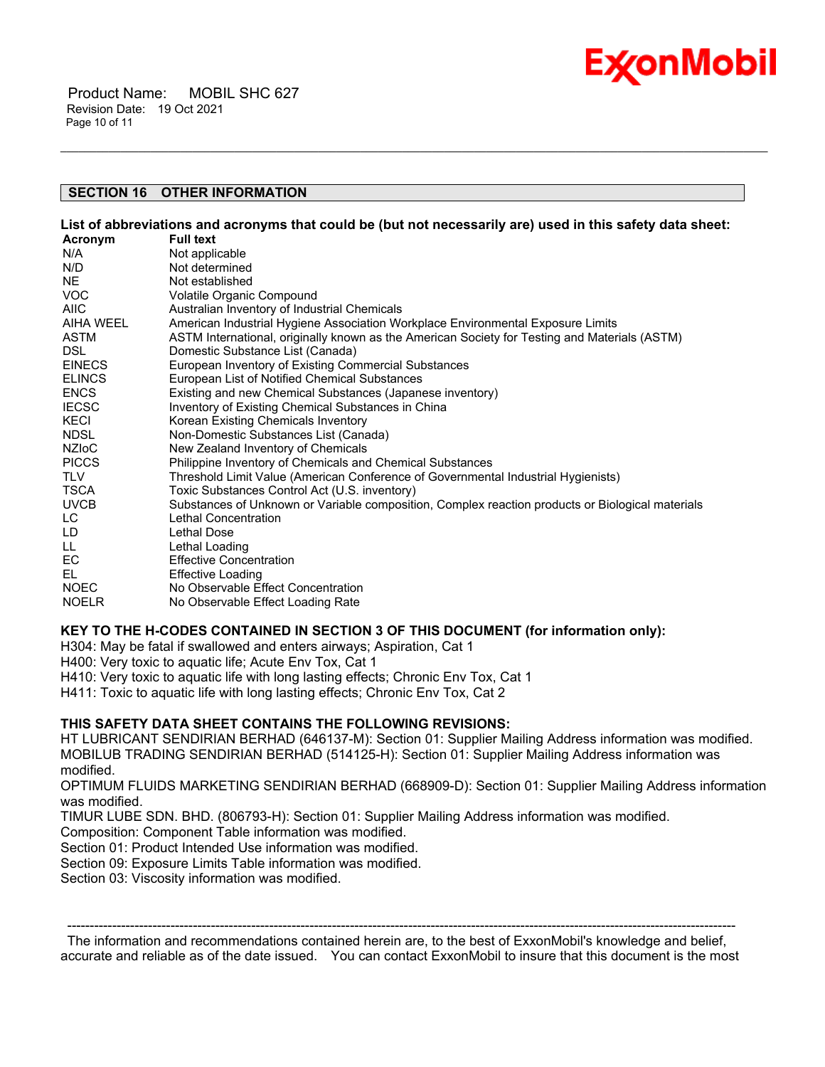## SECTION 16 OTHER INFORMATION

**List of abbreviations and acronyms that could be (but not necessarily are) used in this safety data sheet:**

| Acronym | Full text |
|---|---|
| N/A | Not applicable |
| N/D | Not determined |
| NE | Not established |
| VOC | Volatile Organic Compound |
| AIIC | Australian Inventory of Industrial Chemicals |
| AIHA WEEL | American Industrial Hygiene Association Workplace Environmental Exposure Limits |
| ASTM | ASTM International, originally known as the American Society for Testing and Materials (ASTM) |
| DSL | Domestic Substance List (Canada) |
| EINECS | European Inventory of Existing Commercial Substances |
| ELINCS | European List of Notified Chemical Substances |
| ENCS | Existing and new Chemical Substances (Japanese inventory) |
| IECSC | Inventory of Existing Chemical Substances in China |
| KECI | Korean Existing Chemicals Inventory |
| NDSL | Non-Domestic Substances List (Canada) |
| NZIoC | New Zealand Inventory of Chemicals |
| PICCS | Philippine Inventory of Chemicals and Chemical Substances |
| TLV | Threshold Limit Value (American Conference of Governmental Industrial Hygienists) |
| TSCA | Toxic Substances Control Act (U.S. inventory) |
| UVCB | Substances of Unknown or Variable composition, Complex reaction products or Biological materials |
| LC | Lethal Concentration |
| LD | Lethal Dose |
| LL | Lethal Loading |
| EC | Effective Concentration |
| EL | Effective Loading |
| NOEC | No Observable Effect Concentration |
| NOELR | No Observable Effect Loading Rate |

**KEY TO THE H-CODES CONTAINED IN SECTION 3 OF THIS DOCUMENT (for information only):**

H304: May be fatal if swallowed and enters airways; Aspiration, Cat 1
H400: Very toxic to aquatic life; Acute Env Tox, Cat 1
H410: Very toxic to aquatic life with long lasting effects; Chronic Env Tox, Cat 1
H411: Toxic to aquatic life with long lasting effects; Chronic Env Tox, Cat 2

**THIS SAFETY DATA SHEET CONTAINS THE FOLLOWING REVISIONS:**

HT LUBRICANT SENDIRIAN BERHAD (646137-M): Section 01: Supplier Mailing Address information was modified.
MOBILUB TRADING SENDIRIAN BERHAD (514125-H): Section 01: Supplier Mailing Address information was modified.
OPTIMUM FLUIDS MARKETING SENDIRIAN BERHAD (668909-D): Section 01: Supplier Mailing Address information was modified.
TIMUR LUBE SDN. BHD. (806793-H): Section 01: Supplier Mailing Address information was modified.
Composition: Component Table information was modified.
Section 01: Product Intended Use information was modified.
Section 09: Exposure Limits Table information was modified.
Section 03: Viscosity information was modified.

---

The information and recommendations contained herein are, to the best of ExxonMobil's knowledge and belief, accurate and reliable as of the date issued. You can contact ExxonMobil to insure that this document is the most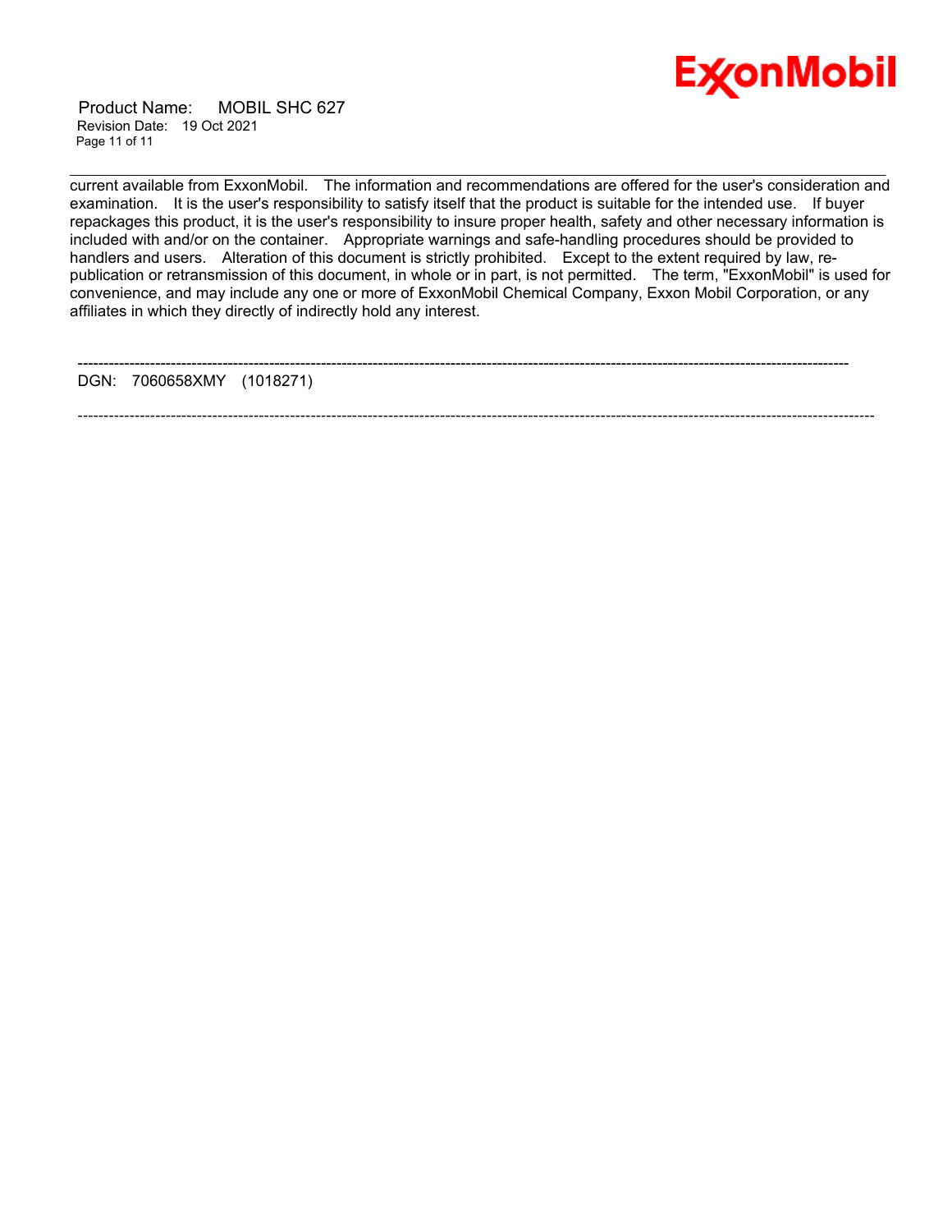current available from ExxonMobil. The information and recommendations are offered for the user's consideration and examination. It is the user's responsibility to satisfy itself that the product is suitable for the intended use. If buyer repackages this product, it is the user's responsibility to insure proper health, safety and other necessary information is included with and/or on the container. Appropriate warnings and safe-handling procedures should be provided to handlers and users. Alteration of this document is strictly prohibited. Except to the extent required by law, re-publication or retransmission of this document, in whole or in part, is not permitted. The term, "ExxonMobil" is used for convenience, and may include any one or more of ExxonMobil Chemical Company, Exxon Mobil Corporation, or any affiliates in which they directly of indirectly hold any interest.

---

DGN: 7060658XMY (1018271)

---